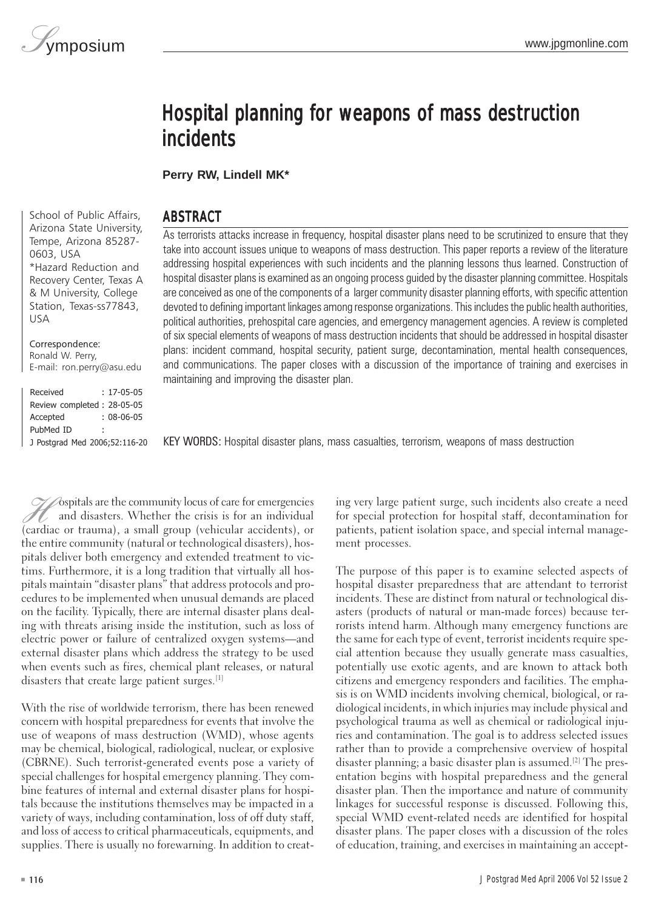# Hospital planning for weapons of mass destruction incidents

**Perry RW, Lindell MK***

School of Public Affairs, Arizona State University, Tempe, Arizona 85287-0603, USA
*Hazard Reduction and Recovery Center, Texas A & M University, College Station, Texas-ss77843, USA

Correspondence:
Ronald W. Perry,
E-mail: ron.perry@asu.edu

Received : 17-05-05
Review completed : 28-05-05
Accepted : 08-06-05
PubMed ID :
J Postgrad Med 2006;52:116-20

## ABSTRACT

As terrorists attacks increase in frequency, hospital disaster plans need to be scrutinized to ensure that they take into account issues unique to weapons of mass destruction. This paper reports a review of the literature addressing hospital experiences with such incidents and the planning lessons thus learned. Construction of hospital disaster plans is examined as an ongoing process guided by the disaster planning committee. Hospitals are conceived as one of the components of a larger community disaster planning efforts, with specific attention devoted to defining important linkages among response organizations. This includes the public health authorities, political authorities, prehospital care agencies, and emergency management agencies. A review is completed of six special elements of weapons of mass destruction incidents that should be addressed in hospital disaster plans: incident command, hospital security, patient surge, decontamination, mental health consequences, and communications. The paper closes with a discussion of the importance of training and exercises in maintaining and improving the disaster plan.

KEY WORDS: Hospital disaster plans, mass casualties, terrorism, weapons of mass destruction

Hospitals are the community locus of care for emergencies and disasters. Whether the crisis is for an individual (cardiac or trauma), a small group (vehicular accidents), or the entire community (natural or technological disasters), hospitals deliver both emergency and extended treatment to victims. Furthermore, it is a long tradition that virtually all hospitals maintain "disaster plans" that address protocols and procedures to be implemented when unusual demands are placed on the facility. Typically, there are internal disaster plans dealing with threats arising inside the institution, such as loss of electric power or failure of centralized oxygen systems—and external disaster plans which address the strategy to be used when events such as fires, chemical plant releases, or natural disasters that create large patient surges.[1]

With the rise of worldwide terrorism, there has been renewed concern with hospital preparedness for events that involve the use of weapons of mass destruction (WMD), whose agents may be chemical, biological, radiological, nuclear, or explosive (CBRNE). Such terrorist-generated events pose a variety of special challenges for hospital emergency planning. They combine features of internal and external disaster plans for hospitals because the institutions themselves may be impacted in a variety of ways, including contamination, loss of off duty staff, and loss of access to critical pharmaceuticals, equipments, and supplies. There is usually no forewarning. In addition to creating very large patient surge, such incidents also create a need for special protection for hospital staff, decontamination for patients, patient isolation space, and special internal management processes.

The purpose of this paper is to examine selected aspects of hospital disaster preparedness that are attendant to terrorist incidents. These are distinct from natural or technological disasters (products of natural or man-made forces) because terrorists intend harm. Although many emergency functions are the same for each type of event, terrorist incidents require special attention because they usually generate mass casualties, potentially use exotic agents, and are known to attack both citizens and emergency responders and facilities. The emphasis is on WMD incidents involving chemical, biological, or radiological incidents, in which injuries may include physical and psychological trauma as well as chemical or radiological injuries and contamination. The goal is to address selected issues rather than to provide a comprehensive overview of hospital disaster planning; a basic disaster plan is assumed.[2] The presentation begins with hospital preparedness and the general disaster plan. Then the importance and nature of community linkages for successful response is discussed. Following this, special WMD event-related needs are identified for hospital disaster plans. The paper closes with a discussion of the roles of education, training, and exercises in maintaining an accept-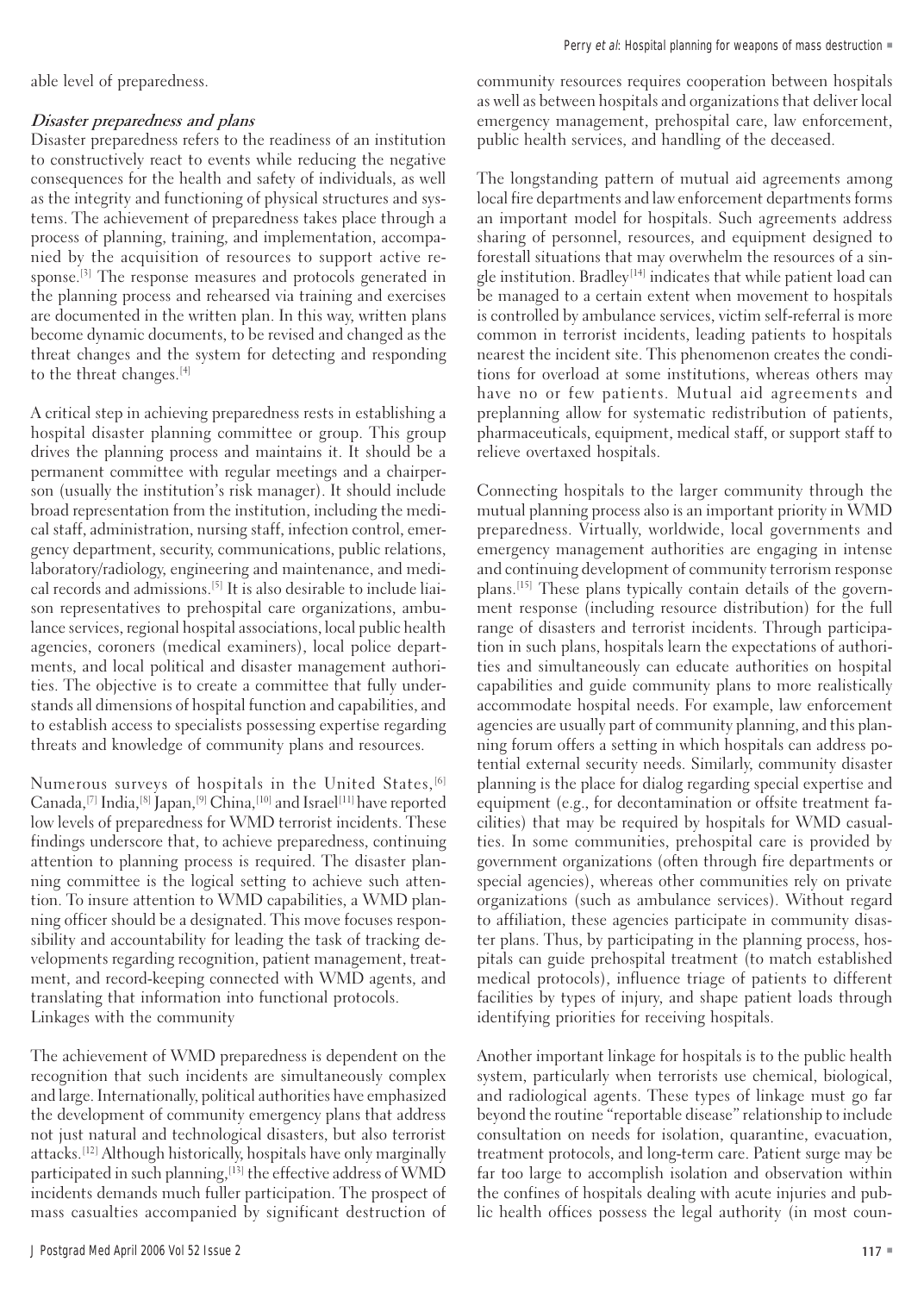able level of preparedness.

### *Disaster preparedness and plans*

Disaster preparedness refers to the readiness of an institution to constructively react to events while reducing the negative consequences for the health and safety of individuals, as well as the integrity and functioning of physical structures and systems. The achievement of preparedness takes place through a process of planning, training, and implementation, accompanied by the acquisition of resources to support active response.[3] The response measures and protocols generated in the planning process and rehearsed via training and exercises are documented in the written plan. In this way, written plans become dynamic documents, to be revised and changed as the threat changes and the system for detecting and responding to the threat changes.[4]

A critical step in achieving preparedness rests in establishing a hospital disaster planning committee or group. This group drives the planning process and maintains it. It should be a permanent committee with regular meetings and a chairperson (usually the institution's risk manager). It should include broad representation from the institution, including the medical staff, administration, nursing staff, infection control, emergency department, security, communications, public relations, laboratory/radiology, engineering and maintenance, and medical records and admissions.[5] It is also desirable to include liaison representatives to prehospital care organizations, ambulance services, regional hospital associations, local public health agencies, coroners (medical examiners), local police departments, and local political and disaster management authorities. The objective is to create a committee that fully understands all dimensions of hospital function and capabilities, and to establish access to specialists possessing expertise regarding threats and knowledge of community plans and resources.

Numerous surveys of hospitals in the United States,[6] Canada,[7] India,[8] Japan,[9] China,[10] and Israel[11] have reported low levels of preparedness for WMD terrorist incidents. These findings underscore that, to achieve preparedness, continuing attention to planning process is required. The disaster planning committee is the logical setting to achieve such attention. To insure attention to WMD capabilities, a WMD planning officer should be a designated. This move focuses responsibility and accountability for leading the task of tracking developments regarding recognition, patient management, treatment, and record-keeping connected with WMD agents, and translating that information into functional protocols.

### Linkages with the community

The achievement of WMD preparedness is dependent on the recognition that such incidents are simultaneously complex and large. Internationally, political authorities have emphasized the development of community emergency plans that address not just natural and technological disasters, but also terrorist attacks.[12] Although historically, hospitals have only marginally participated in such planning,[13] the effective address of WMD incidents demands much fuller participation. The prospect of mass casualties accompanied by significant destruction of community resources requires cooperation between hospitals as well as between hospitals and organizations that deliver local emergency management, prehospital care, law enforcement, public health services, and handling of the deceased.

The longstanding pattern of mutual aid agreements among local fire departments and law enforcement departments forms an important model for hospitals. Such agreements address sharing of personnel, resources, and equipment designed to forestall situations that may overwhelm the resources of a single institution. Bradley[14] indicates that while patient load can be managed to a certain extent when movement to hospitals is controlled by ambulance services, victim self-referral is more common in terrorist incidents, leading patients to hospitals nearest the incident site. This phenomenon creates the conditions for overload at some institutions, whereas others may have no or few patients. Mutual aid agreements and preplanning allow for systematic redistribution of patients, pharmaceuticals, equipment, medical staff, or support staff to relieve overtaxed hospitals.

Connecting hospitals to the larger community through the mutual planning process also is an important priority in WMD preparedness. Virtually, worldwide, local governments and emergency management authorities are engaging in intense and continuing development of community terrorism response plans.[15] These plans typically contain details of the government response (including resource distribution) for the full range of disasters and terrorist incidents. Through participation in such plans, hospitals learn the expectations of authorities and simultaneously can educate authorities on hospital capabilities and guide community plans to more realistically accommodate hospital needs. For example, law enforcement agencies are usually part of community planning, and this planning forum offers a setting in which hospitals can address potential external security needs. Similarly, community disaster planning is the place for dialog regarding special expertise and equipment (e.g., for decontamination or offsite treatment facilities) that may be required by hospitals for WMD casualties. In some communities, prehospital care is provided by government organizations (often through fire departments or special agencies), whereas other communities rely on private organizations (such as ambulance services). Without regard to affiliation, these agencies participate in community disaster plans. Thus, by participating in the planning process, hospitals can guide prehospital treatment (to match established medical protocols), influence triage of patients to different facilities by types of injury, and shape patient loads through identifying priorities for receiving hospitals.

Another important linkage for hospitals is to the public health system, particularly when terrorists use chemical, biological, and radiological agents. These types of linkage must go far beyond the routine "reportable disease" relationship to include consultation on needs for isolation, quarantine, evacuation, treatment protocols, and long-term care. Patient surge may be far too large to accomplish isolation and observation within the confines of hospitals dealing with acute injuries and public health offices possess the legal authority (in most coun-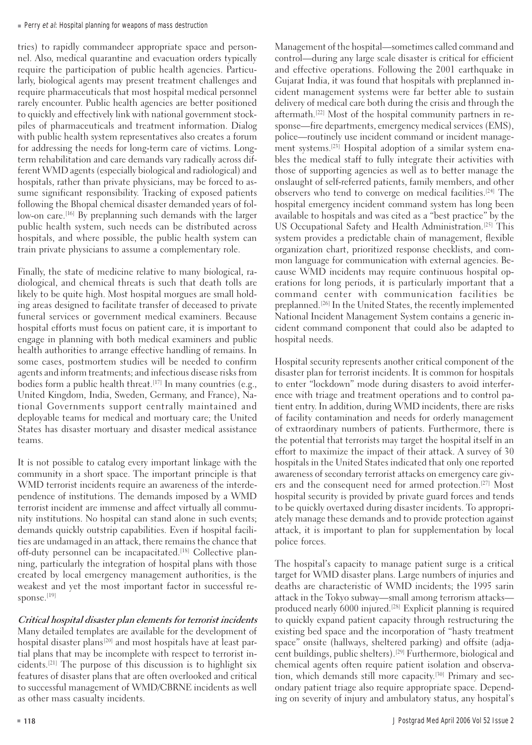tries) to rapidly commandeer appropriate space and personnel. Also, medical quarantine and evacuation orders typically require the participation of public health agencies. Particularly, biological agents may present treatment challenges and require pharmaceuticals that most hospital medical personnel rarely encounter. Public health agencies are better positioned to quickly and effectively link with national government stockpiles of pharmaceuticals and treatment information. Dialog with public health system representatives also creates a forum for addressing the needs for long-term care of victims. Long-term rehabilitation and care demands vary radically across different WMD agents (especially biological and radiological) and hospitals, rather than private physicians, may be forced to assume significant responsibility. Tracking of exposed patients following the Bhopal chemical disaster demanded years of follow-on care.[16] By preplanning such demands with the larger public health system, such needs can be distributed across hospitals, and where possible, the public health system can train private physicians to assume a complementary role.

Finally, the state of medicine relative to many biological, radiological, and chemical threats is such that death tolls are likely to be quite high. Most hospital morgues are small holding areas designed to facilitate transfer of deceased to private funeral services or government medical examiners. Because hospital efforts must focus on patient care, it is important to engage in planning with both medical examiners and public health authorities to arrange effective handling of remains. In some cases, postmortem studies will be needed to confirm agents and inform treatments; and infectious disease risks from bodies form a public health threat.[17] In many countries (e.g., United Kingdom, India, Sweden, Germany, and France), National Governments support centrally maintained and deployable teams for medical and mortuary care; the United States has disaster mortuary and disaster medical assistance teams.

It is not possible to catalog every important linkage with the community in a short space. The important principle is that WMD terrorist incidents require an awareness of the interdependence of institutions. The demands imposed by a WMD terrorist incident are immense and affect virtually all community institutions. No hospital can stand alone in such events; demands quickly outstrip capabilities. Even if hospital facilities are undamaged in an attack, there remains the chance that off-duty personnel can be incapacitated.[18] Collective planning, particularly the integration of hospital plans with those created by local emergency management authorities, is the weakest and yet the most important factor in successful response.[19]

### *Critical hospital disaster plan elements for terrorist incidents*

Many detailed templates are available for the development of hospital disaster plans[20] and most hospitals have at least partial plans that may be incomplete with respect to terrorist incidents.[21] The purpose of this discussion is to highlight six features of disaster plans that are often overlooked and critical to successful management of WMD/CBRNE incidents as well as other mass casualty incidents.

Management of the hospital—sometimes called command and control—during any large scale disaster is critical for efficient and effective operations. Following the 2001 earthquake in Gujarat India, it was found that hospitals with preplanned incident management systems were far better able to sustain delivery of medical care both during the crisis and through the aftermath.[22] Most of the hospital community partners in response—fire departments, emergency medical services (EMS), police—routinely use incident command or incident management systems.[23] Hospital adoption of a similar system enables the medical staff to fully integrate their activities with those of supporting agencies as well as to better manage the onslaught of self-referred patients, family members, and other observers who tend to converge on medical facilities.[24] The hospital emergency incident command system has long been available to hospitals and was cited as a "best practice" by the US Occupational Safety and Health Administration.[25] This system provides a predictable chain of management, flexible organization chart, prioritized response checklists, and common language for communication with external agencies. Because WMD incidents may require continuous hospital operations for long periods, it is particularly important that a command center with communication facilities be preplanned.[26] In the United States, the recently implemented National Incident Management System contains a generic incident command component that could also be adapted to hospital needs.

Hospital security represents another critical component of the disaster plan for terrorist incidents. It is common for hospitals to enter "lockdown" mode during disasters to avoid interference with triage and treatment operations and to control patient entry. In addition, during WMD incidents, there are risks of facility contamination and needs for orderly management of extraordinary numbers of patients. Furthermore, there is the potential that terrorists may target the hospital itself in an effort to maximize the impact of their attack. A survey of 30 hospitals in the United States indicated that only one reported awareness of secondary terrorist attacks on emergency care givers and the consequent need for armed protection.[27] Most hospital security is provided by private guard forces and tends to be quickly overtaxed during disaster incidents. To appropriately manage these demands and to provide protection against attack, it is important to plan for supplementation by local police forces.

The hospital's capacity to manage patient surge is a critical target for WMD disaster plans. Large numbers of injuries and deaths are characteristic of WMD incidents; the 1995 sarin attack in the Tokyo subway—small among terrorism attacks—produced nearly 6000 injured.[28] Explicit planning is required to quickly expand patient capacity through restructuring the existing bed space and the incorporation of "hasty treatment space" onsite (hallways, sheltered parking) and offsite (adjacent buildings, public shelters).[29] Furthermore, biological and chemical agents often require patient isolation and observation, which demands still more capacity.[30] Primary and secondary patient triage also require appropriate space. Depending on severity of injury and ambulatory status, any hospital's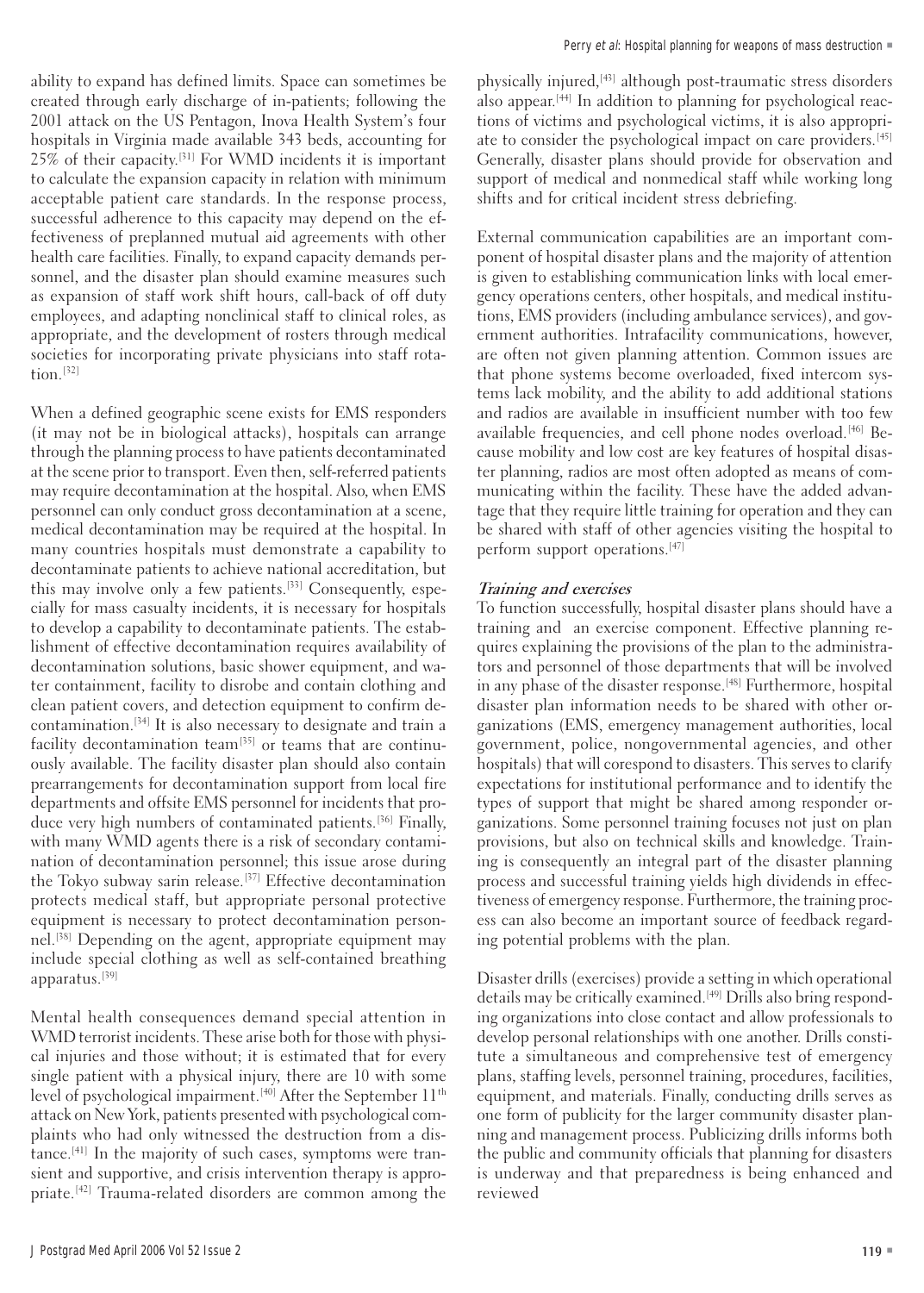ability to expand has defined limits. Space can sometimes be created through early discharge of in-patients; following the 2001 attack on the US Pentagon, Inova Health System's four hospitals in Virginia made available 343 beds, accounting for 25% of their capacity.[31] For WMD incidents it is important to calculate the expansion capacity in relation with minimum acceptable patient care standards. In the response process, successful adherence to this capacity may depend on the effectiveness of preplanned mutual aid agreements with other health care facilities. Finally, to expand capacity demands personnel, and the disaster plan should examine measures such as expansion of staff work shift hours, call-back of off duty employees, and adapting nonclinical staff to clinical roles, as appropriate, and the development of rosters through medical societies for incorporating private physicians into staff rotation.[32]

When a defined geographic scene exists for EMS responders (it may not be in biological attacks), hospitals can arrange through the planning process to have patients decontaminated at the scene prior to transport. Even then, self-referred patients may require decontamination at the hospital. Also, when EMS personnel can only conduct gross decontamination at a scene, medical decontamination may be required at the hospital. In many countries hospitals must demonstrate a capability to decontaminate patients to achieve national accreditation, but this may involve only a few patients.[33] Consequently, especially for mass casualty incidents, it is necessary for hospitals to develop a capability to decontaminate patients. The establishment of effective decontamination requires availability of decontamination solutions, basic shower equipment, and water containment, facility to disrobe and contain clothing and clean patient covers, and detection equipment to confirm decontamination.[34] It is also necessary to designate and train a facility decontamination team[35] or teams that are continuously available. The facility disaster plan should also contain prearrangements for decontamination support from local fire departments and offsite EMS personnel for incidents that produce very high numbers of contaminated patients.[36] Finally, with many WMD agents there is a risk of secondary contamination of decontamination personnel; this issue arose during the Tokyo subway sarin release.[37] Effective decontamination protects medical staff, but appropriate personal protective equipment is necessary to protect decontamination personnel.[38] Depending on the agent, appropriate equipment may include special clothing as well as self-contained breathing apparatus.[39]

Mental health consequences demand special attention in WMD terrorist incidents. These arise both for those with physical injuries and those without; it is estimated that for every single patient with a physical injury, there are 10 with some level of psychological impairment.[40] After the September 11th attack on New York, patients presented with psychological complaints who had only witnessed the destruction from a distance.[41] In the majority of such cases, symptoms were transient and supportive, and crisis intervention therapy is appropriate.[42] Trauma-related disorders are common among the physically injured,[43] although post-traumatic stress disorders also appear.[44] In addition to planning for psychological reactions of victims and psychological victims, it is also appropriate to consider the psychological impact on care providers.[45] Generally, disaster plans should provide for observation and support of medical and nonmedical staff while working long shifts and for critical incident stress debriefing.

External communication capabilities are an important component of hospital disaster plans and the majority of attention is given to establishing communication links with local emergency operations centers, other hospitals, and medical institutions, EMS providers (including ambulance services), and government authorities. Intrafacility communications, however, are often not given planning attention. Common issues are that phone systems become overloaded, fixed intercom systems lack mobility, and the ability to add additional stations and radios are available in insufficient number with too few available frequencies, and cell phone nodes overload.[46] Because mobility and low cost are key features of hospital disaster planning, radios are most often adopted as means of communicating within the facility. These have the added advantage that they require little training for operation and they can be shared with staff of other agencies visiting the hospital to perform support operations.[47]

### *Training and exercises*

To function successfully, hospital disaster plans should have a training and an exercise component. Effective planning requires explaining the provisions of the plan to the administrators and personnel of those departments that will be involved in any phase of the disaster response.[48] Furthermore, hospital disaster plan information needs to be shared with other organizations (EMS, emergency management authorities, local government, police, nongovernmental agencies, and other hospitals) that will corespond to disasters. This serves to clarify expectations for institutional performance and to identify the types of support that might be shared among responder organizations. Some personnel training focuses not just on plan provisions, but also on technical skills and knowledge. Training is consequently an integral part of the disaster planning process and successful training yields high dividends in effectiveness of emergency response. Furthermore, the training process can also become an important source of feedback regarding potential problems with the plan.

Disaster drills (exercises) provide a setting in which operational details may be critically examined.[49] Drills also bring responding organizations into close contact and allow professionals to develop personal relationships with one another. Drills constitute a simultaneous and comprehensive test of emergency plans, staffing levels, personnel training, procedures, facilities, equipment, and materials. Finally, conducting drills serves as one form of publicity for the larger community disaster planning and management process. Publicizing drills informs both the public and community officials that planning for disasters is underway and that preparedness is being enhanced and reviewed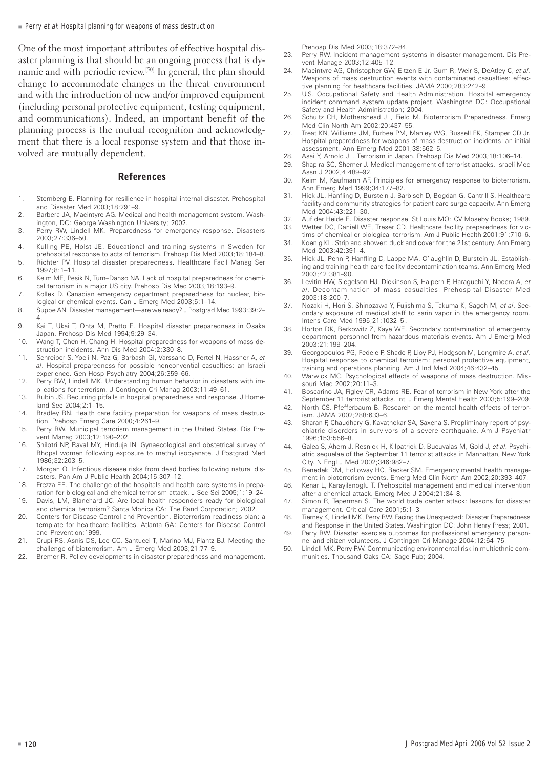One of the most important attributes of effective hospital disaster planning is that should be an ongoing process that is dynamic and with periodic review.[50] In general, the plan should change to accommodate changes in the threat environment and with the introduction of new and/or improved equipment (including personal protective equipment, testing equipment, and communications). Indeed, an important benefit of the planning process is the mutual recognition and acknowledgment that there is a local response system and that those involved are mutually dependent.

## References

1. Sternberg E. Planning for resilience in hospital internal disaster. Prehospital and Disaster Med 2003;18:291–9.
2. Barbera JA, Macintyre AG. Medical and health management system. Washington, DC: George Washington University; 2002.
3. Perry RW, Lindell MK. Preparedness for emergency response. Disasters 2003;27:336–50.
4. Kulling PE, Holst JE. Educational and training systems in Sweden for prehospital response to acts of terrorism. Prehosp Dis Med 2003;18:184–8.
5. Richter PV. Hospital disaster preparedness. Healthcare Facil Manag Ser 1997;8:1–11.
6. Keim ME, Pesik N, Tum–Danso NA. Lack of hospital preparedness for chemical terrorism in a major US city. Prehosp Dis Med 2003;18:193–9.
7. Kollek D. Canadian emergency department preparedness for nuclear, biological or chemical events. Can J Emerg Med 2003;5:1–14.
8. Suppe AN. Disaster management—are we ready? J Postgrad Med 1993;39:2–4.
9. Kai T, Ukai T, Ohta M, Pretto E. Hospital disaster preparedness in Osaka Japan. Prehosp Dis Med 1994;9:29–34.
10. Wang T, Chen H, Chang H. Hospital preparedness for weapons of mass destruction incidents. Ann Dis Med 2004;2:330–8.
11. Schreiber S, Yoeli N, Paz G, Barbash GI, Varssano D, Fertel N, Hassner A, *et al*. Hospital preparedness for possible nonconventional casualties: an Israeli experience. Gen Hosp Psychiatry 2004;26:359–66.
12. Perry RW, Lindell MK. Understanding human behavior in disasters with implications for terrorism. J Contingen Cri Manag 2003;11:49–61.
13. Rubin JS. Recurring pitfalls in hospital preparedness and response. J Homeland Sec 2004;2:1–15.
14. Bradley RN. Health care facility preparation for weapons of mass destruction. Prehosp Emerg Care 2000;4:261–9.
15. Perry RW. Municipal terrorism management in the United States. Dis Prevent Manag 2003;12:190–202.
16. Shilotri NP, Raval MY, Hinduja IN. Gynaecological and obstetrical survey of Bhopal women following exposure to methyl isocyanate. J Postgrad Med 1986;32:203–5.
17. Morgan O. Infectious disease risks from dead bodies following natural disasters. Pan Am J Public Health 2004;15:307–12.
18. Frezza EE. The challenge of the hospitals and health care systems in preparation for biological and chemical terrorism attack. J Soc Sci 2005;1:19–24.
19. Davis, LM, Blanchard JC. Are local health responders ready for biological and chemical terrorism? Santa Monica CA: The Rand Corporation; 2002.
20. Centers for Disease Control and Prevention. Bioterrorism readiness plan: a template for healthcare facilities. Atlanta GA: Centers for Disease Control and Prevention;1999.
21. Crupi RS, Asnis DS, Lee CC, Santucci T, Marino MJ, Flantz BJ. Meeting the challenge of bioterrorism. Am J Emerg Med 2003;21:77–9.
22. Bremer R. Policy developments in disaster preparedness and management. Prehosp Dis Med 2003;18:372–84.
23. Perry RW. Incident management systems in disaster management. Dis Prevent Manage 2003;12:405–12.
24. Macintyre AG, Christopher GW, Eitzen E Jr, Gum R, Weir S, DeAtley C, *et al*. Weapons of mass destruction events with contaminated casualties: effective planning for healthcare facilities. JAMA 2000;283:242–9.
25. U.S. Occupational Safety and Health Administration. Hospital emergency incident command system update project. Washington DC: Occupational Safety and Health Administration; 2004.
26. Schultz CH, Mothershead JL, Field M. Bioterrorism Preparedness. Emerg Med Clin North Am 2002;20:437–55.
27. Treat KN, Williams JM, Furbee PM, Manley WG, Russell FK, Stamper CD Jr. Hospital preparedness for weapons of mass destruction incidents: an initial assessment. Ann Emerg Med 2001;38:562–5.
28. Asai Y, Arnold JL. Terrorism in Japan. Prehosp Dis Med 2003;18:106–14.
29. Shapira SC, Shemer J. Medical management of terrorist attacks. Israeli Med Assn J 2002;4:489–92.
30. Keim M, Kaufmann AF. Principles for emergency response to bioterrorism. Ann Emerg Med 1999;34:177–82.
31. Hick JL, Hanfling D, Burstein J, Barbisch D, Bogdan G, Cantrill S. Healthcare facility and community strategies for patient care surge capacity. Ann Emerg Med 2004;43:221–30.
32. Auf der Heide E. Disaster response. St Louis MO: CV Moseby Books; 1989.
33. Wetter DC, Daniell WE, Treser CD. Healthcare facility preparedness for victims of chemical or biological terrorism. Am J Public Health 2001;91:710–6.
34. Koenig KL. Strip and shower: duck and cover for the 21st century. Ann Emerg Med 2003;42:391–4.
35. Hick JL, Penn P, Hanfling D, Lappe MA, O'laughlin D, Burstein JL. Establishing and training health care facility decontamination teams. Ann Emerg Med 2003;42:381–90.
36. Levitin HW, Siegelson HJ, Dickinson S, Halpern P, Haraguchi Y, Nocera A, *et al*. Decontamination of mass casualties. Prehospital Disaster Med 2003;18:200–7.
37. Nozaki H, Hori S, Shinozawa Y, Fujishima S, Takuma K, Sagoh M, *et al*. Secondary exposure of medical staff to sarin vapor in the emergency room. Intens Care Med 1995;21:1032–5..
38. Horton DK, Berkowitz Z, Kaye WE. Secondary contamination of emergency department personnel from hazardous materials events. Am J Emerg Med 2003;21:199–204.
39. Georgopoulos PG, Fedele P, Shade P, Lioy PJ, Hodgson M, Longmire A, *et al*. Hospital response to chemical terrorism: personal protective equipment, training and operations planning. Am J Ind Med 2004;46:432–45.
40. Warwick MC. Psychological effects of weapons of mass destruction. Missouri Med 2002;20:11–3.
41. Boscarino JA, Figley CR, Adams RE. Fear of terrorism in New York after the September 11 terrorist attacks. Intl J Emerg Mental Health 2003;5:199–209.
42. North CS, Pfefferbaum B. Research on the mental health effects of terrorism. JAMA 2002;288:633–6.
43. Sharan P, Chaudhary G, Kavathekar SA, Saxena S. Prepliminary report of psychiatric disorders in survivors of a severe earthquake. Am J Psychiatr 1996;153:556–8.
44. Galea S, Ahern J, Resnick H, Kilpatrick D, Bucuvalas M, Gold J, *et al*. Psychiatric sequelae of the September 11 terrorist attacks in Manhattan, New York City. N Engl J Med 2002;346:982–7.
45. Benedek DM, Holloway HC, Becker SM. Emergency mental health management in bioterrorism events. Emerg Med Clin North Am 2002;20:393–407.
46. Kenar L, Karayilanoglu T. Prehospital management and medical intervention after a chemical attack. Emerg Med J 2004;21:84–8.
47. Simon R, Teperman S. The world trade center attack: lessons for disaster management. Critical Care 2001;5:1–3.
48. Tierney K, Lindell MK, Perry RW. Facing the Unexpected: Disaster Preparedness and Response in the United States. Washington DC: John Henry Press; 2001.
49. Perry RW. Disaster exercise outcomes for professional emergency personnel and citizen volunteers. J Contingen Cri Manage 2004;12:64–75.
50. Lindell MK, Perry RW. Communicating environmental risk in multiethnic communities. Thousand Oaks CA: Sage Pub; 2004.